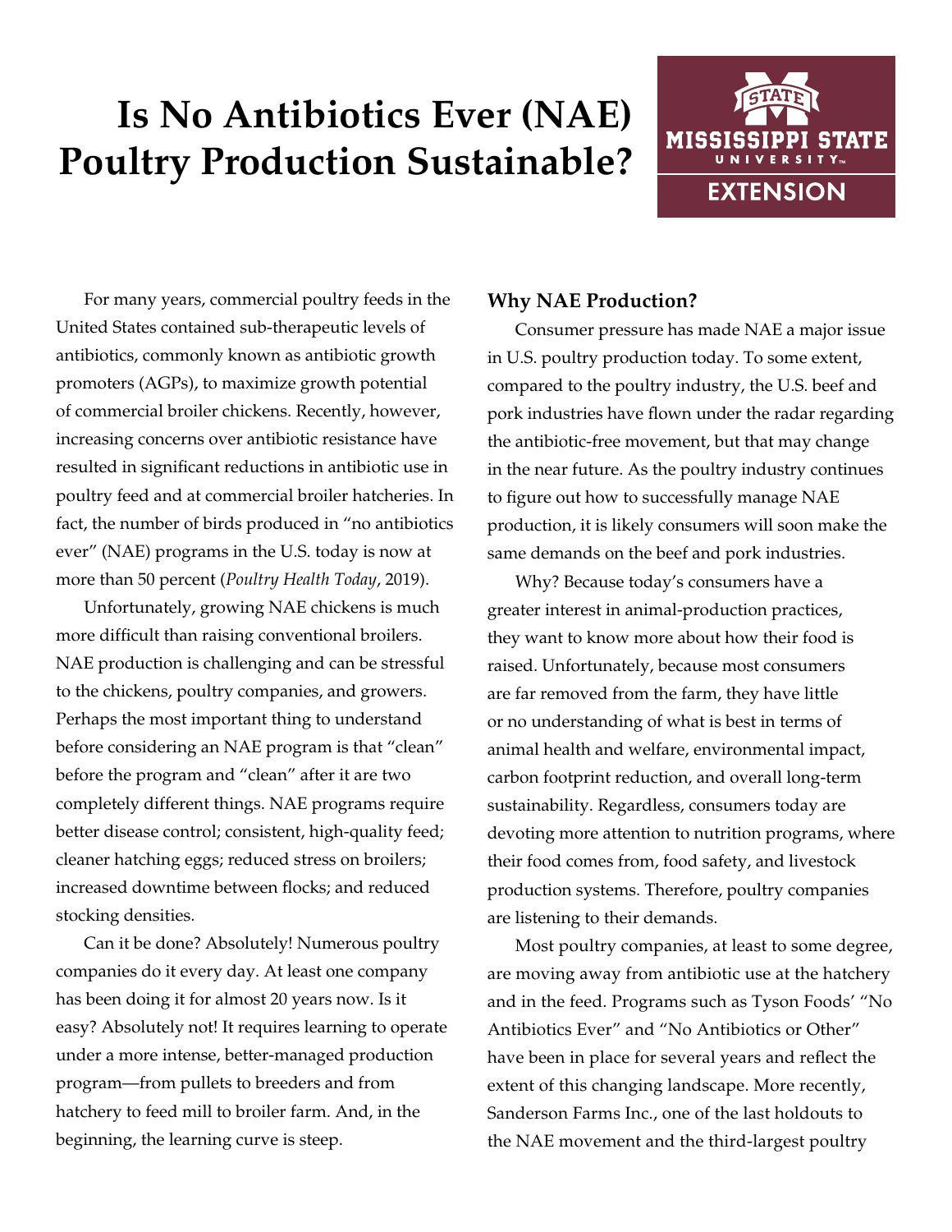# Is No Antibiotics Ever (NAE) Poultry Production Sustainable?

For many years, commercial poultry feeds in the United States contained sub-therapeutic levels of antibiotics, commonly known as antibiotic growth promoters (AGPs), to maximize growth potential of commercial broiler chickens. Recently, however, increasing concerns over antibiotic resistance have resulted in significant reductions in antibiotic use in poultry feed and at commercial broiler hatcheries. In fact, the number of birds produced in "no antibiotics ever" (NAE) programs in the U.S. today is now at more than 50 percent (*Poultry Health Today*, 2019).

Unfortunately, growing NAE chickens is much more difficult than raising conventional broilers. NAE production is challenging and can be stressful to the chickens, poultry companies, and growers. Perhaps the most important thing to understand before considering an NAE program is that "clean" before the program and "clean" after it are two completely different things. NAE programs require better disease control; consistent, high-quality feed; cleaner hatching eggs; reduced stress on broilers; increased downtime between flocks; and reduced stocking densities.

Can it be done? Absolutely! Numerous poultry companies do it every day. At least one company has been doing it for almost 20 years now. Is it easy? Absolutely not! It requires learning to operate under a more intense, better-managed production program—from pullets to breeders and from hatchery to feed mill to broiler farm. And, in the beginning, the learning curve is steep.

### Why NAE Production?

Consumer pressure has made NAE a major issue in U.S. poultry production today. To some extent, compared to the poultry industry, the U.S. beef and pork industries have flown under the radar regarding the antibiotic-free movement, but that may change in the near future. As the poultry industry continues to figure out how to successfully manage NAE production, it is likely consumers will soon make the same demands on the beef and pork industries.

Why? Because today's consumers have a greater interest in animal-production practices, they want to know more about how their food is raised. Unfortunately, because most consumers are far removed from the farm, they have little or no understanding of what is best in terms of animal health and welfare, environmental impact, carbon footprint reduction, and overall long-term sustainability. Regardless, consumers today are devoting more attention to nutrition programs, where their food comes from, food safety, and livestock production systems. Therefore, poultry companies are listening to their demands.

Most poultry companies, at least to some degree, are moving away from antibiotic use at the hatchery and in the feed. Programs such as Tyson Foods' "No Antibiotics Ever" and "No Antibiotics or Other" have been in place for several years and reflect the extent of this changing landscape. More recently, Sanderson Farms Inc., one of the last holdouts to the NAE movement and the third-largest poultry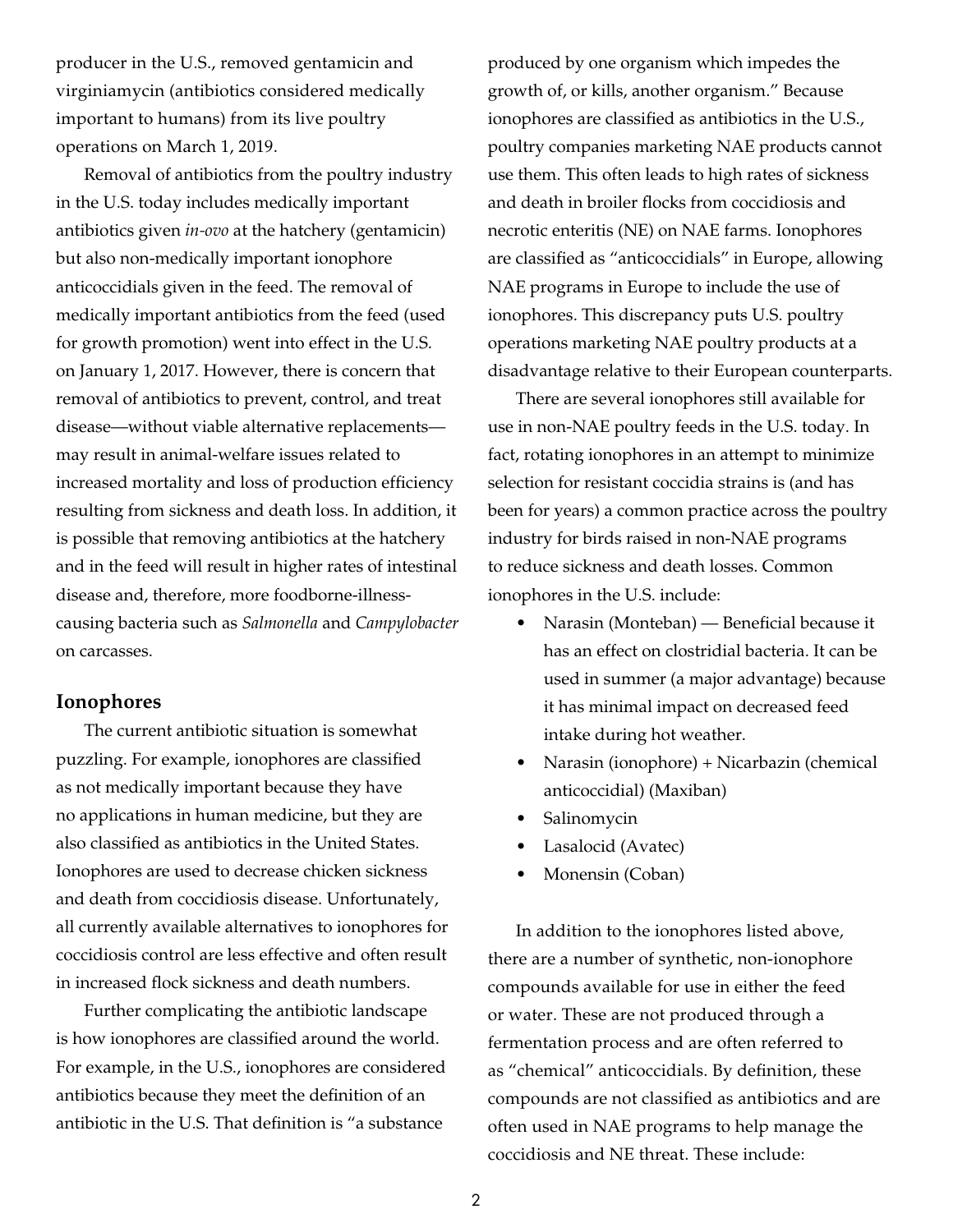producer in the U.S., removed gentamicin and virginiamycin (antibiotics considered medically important to humans) from its live poultry operations on March 1, 2019.

Removal of antibiotics from the poultry industry in the U.S. today includes medically important antibiotics given *in-ovo* at the hatchery (gentamicin) but also non-medically important ionophore anticoccidials given in the feed. The removal of medically important antibiotics from the feed (used for growth promotion) went into effect in the U.S. on January 1, 2017. However, there is concern that removal of antibiotics to prevent, control, and treat disease—without viable alternative replacements—may result in animal-welfare issues related to increased mortality and loss of production efficiency resulting from sickness and death loss. In addition, it is possible that removing antibiotics at the hatchery and in the feed will result in higher rates of intestinal disease and, therefore, more foodborne-illness-causing bacteria such as *Salmonella* and *Campylobacter* on carcasses.

## Ionophores

The current antibiotic situation is somewhat puzzling. For example, ionophores are classified as not medically important because they have no applications in human medicine, but they are also classified as antibiotics in the United States. Ionophores are used to decrease chicken sickness and death from coccidiosis disease. Unfortunately, all currently available alternatives to ionophores for coccidiosis control are less effective and often result in increased flock sickness and death numbers.

Further complicating the antibiotic landscape is how ionophores are classified around the world. For example, in the U.S., ionophores are considered antibiotics because they meet the definition of an antibiotic in the U.S. That definition is "a substance produced by one organism which impedes the growth of, or kills, another organism." Because ionophores are classified as antibiotics in the U.S., poultry companies marketing NAE products cannot use them. This often leads to high rates of sickness and death in broiler flocks from coccidiosis and necrotic enteritis (NE) on NAE farms. Ionophores are classified as "anticoccidials" in Europe, allowing NAE programs in Europe to include the use of ionophores. This discrepancy puts U.S. poultry operations marketing NAE poultry products at a disadvantage relative to their European counterparts.

There are several ionophores still available for use in non-NAE poultry feeds in the U.S. today. In fact, rotating ionophores in an attempt to minimize selection for resistant coccidia strains is (and has been for years) a common practice across the poultry industry for birds raised in non-NAE programs to reduce sickness and death losses. Common ionophores in the U.S. include:

- Narasin (Monteban) — Beneficial because it has an effect on clostridial bacteria. It can be used in summer (a major advantage) because it has minimal impact on decreased feed intake during hot weather.
- Narasin (ionophore) + Nicarbazin (chemical anticoccidial) (Maxiban)
- Salinomycin
- Lasalocid (Avatec)
- Monensin (Coban)

In addition to the ionophores listed above, there are a number of synthetic, non-ionophore compounds available for use in either the feed or water. These are not produced through a fermentation process and are often referred to as "chemical" anticoccidials. By definition, these compounds are not classified as antibiotics and are often used in NAE programs to help manage the coccidiosis and NE threat. These include: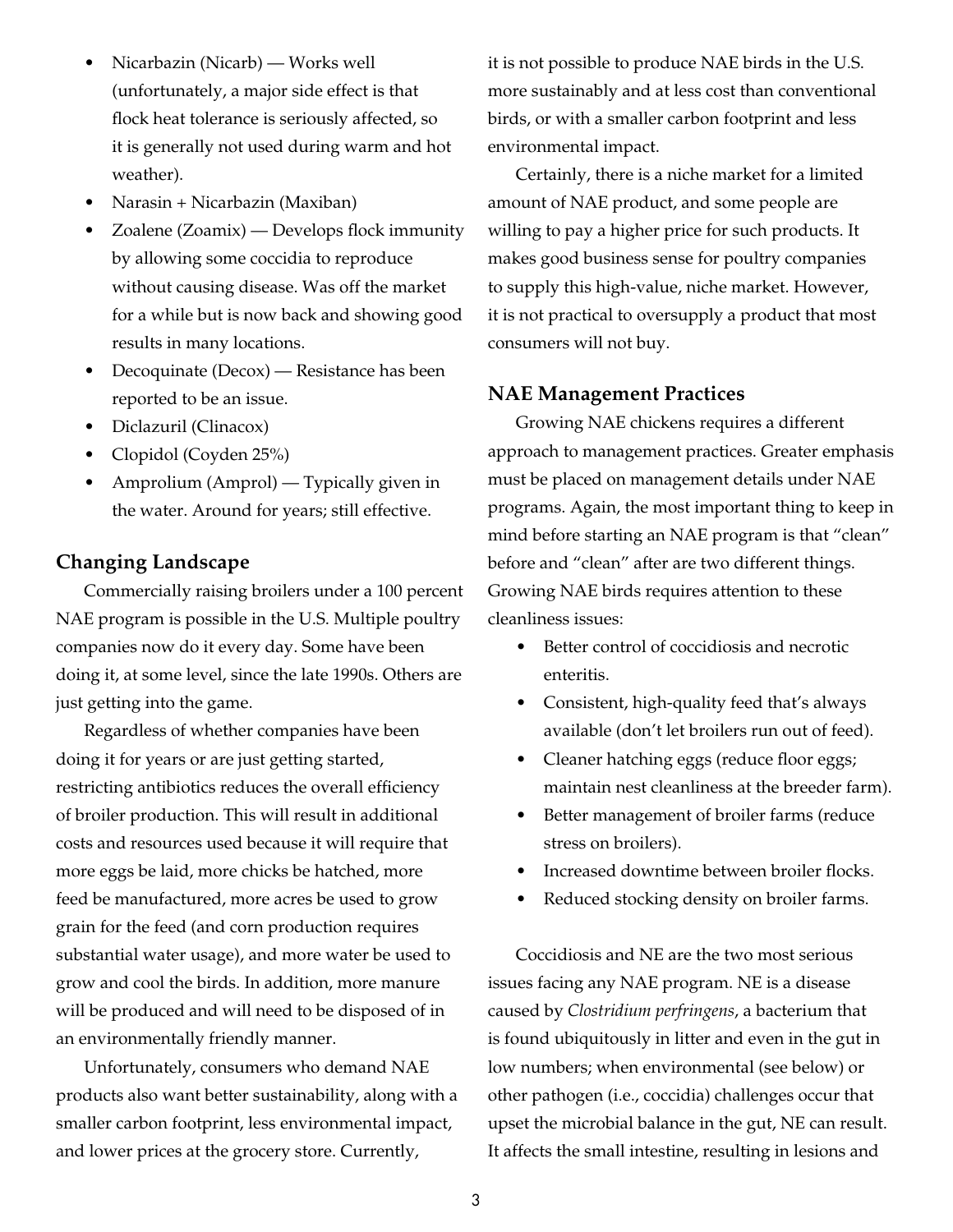- Nicarbazin (Nicarb) — Works well (unfortunately, a major side effect is that flock heat tolerance is seriously affected, so it is generally not used during warm and hot weather).
- Narasin + Nicarbazin (Maxiban)
- Zoalene (Zoamix) — Develops flock immunity by allowing some coccidia to reproduce without causing disease. Was off the market for a while but is now back and showing good results in many locations.
- Decoquinate (Decox) — Resistance has been reported to be an issue.
- Diclazuril (Clinacox)
- Clopidol (Coyden 25%)
- Amprolium (Amprol) — Typically given in the water. Around for years; still effective.

## Changing Landscape

Commercially raising broilers under a 100 percent NAE program is possible in the U.S. Multiple poultry companies now do it every day. Some have been doing it, at some level, since the late 1990s. Others are just getting into the game.

Regardless of whether companies have been doing it for years or are just getting started, restricting antibiotics reduces the overall efficiency of broiler production. This will result in additional costs and resources used because it will require that more eggs be laid, more chicks be hatched, more feed be manufactured, more acres be used to grow grain for the feed (and corn production requires substantial water usage), and more water be used to grow and cool the birds. In addition, more manure will be produced and will need to be disposed of in an environmentally friendly manner.

Unfortunately, consumers who demand NAE products also want better sustainability, along with a smaller carbon footprint, less environmental impact, and lower prices at the grocery store. Currently, it is not possible to produce NAE birds in the U.S. more sustainably and at less cost than conventional birds, or with a smaller carbon footprint and less environmental impact.

Certainly, there is a niche market for a limited amount of NAE product, and some people are willing to pay a higher price for such products. It makes good business sense for poultry companies to supply this high-value, niche market. However, it is not practical to oversupply a product that most consumers will not buy.

## NAE Management Practices

Growing NAE chickens requires a different approach to management practices. Greater emphasis must be placed on management details under NAE programs. Again, the most important thing to keep in mind before starting an NAE program is that "clean" before and "clean" after are two different things. Growing NAE birds requires attention to these cleanliness issues:

- Better control of coccidiosis and necrotic enteritis.
- Consistent, high-quality feed that's always available (don't let broilers run out of feed).
- Cleaner hatching eggs (reduce floor eggs; maintain nest cleanliness at the breeder farm).
- Better management of broiler farms (reduce stress on broilers).
- Increased downtime between broiler flocks.
- Reduced stocking density on broiler farms.

Coccidiosis and NE are the two most serious issues facing any NAE program. NE is a disease caused by *Clostridium perfringens*, a bacterium that is found ubiquitously in litter and even in the gut in low numbers; when environmental (see below) or other pathogen (i.e., coccidia) challenges occur that upset the microbial balance in the gut, NE can result. It affects the small intestine, resulting in lesions and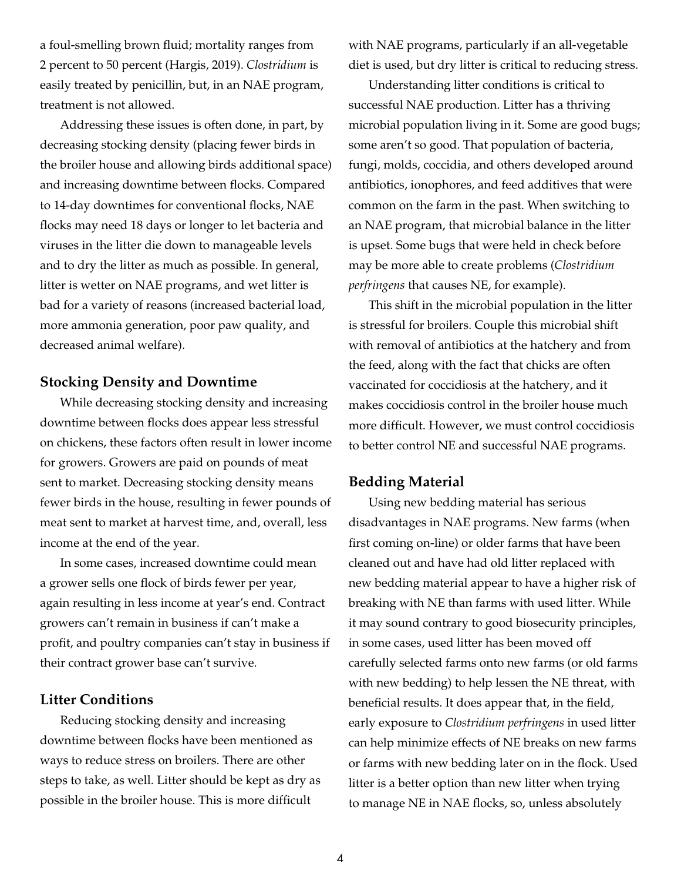a foul-smelling brown fluid; mortality ranges from 2 percent to 50 percent (Hargis, 2019). *Clostridium* is easily treated by penicillin, but, in an NAE program, treatment is not allowed.

Addressing these issues is often done, in part, by decreasing stocking density (placing fewer birds in the broiler house and allowing birds additional space) and increasing downtime between flocks. Compared to 14-day downtimes for conventional flocks, NAE flocks may need 18 days or longer to let bacteria and viruses in the litter die down to manageable levels and to dry the litter as much as possible. In general, litter is wetter on NAE programs, and wet litter is bad for a variety of reasons (increased bacterial load, more ammonia generation, poor paw quality, and decreased animal welfare).

### Stocking Density and Downtime

While decreasing stocking density and increasing downtime between flocks does appear less stressful on chickens, these factors often result in lower income for growers. Growers are paid on pounds of meat sent to market. Decreasing stocking density means fewer birds in the house, resulting in fewer pounds of meat sent to market at harvest time, and, overall, less income at the end of the year.

In some cases, increased downtime could mean a grower sells one flock of birds fewer per year, again resulting in less income at year's end. Contract growers can't remain in business if can't make a profit, and poultry companies can't stay in business if their contract grower base can't survive.

### Litter Conditions

Reducing stocking density and increasing downtime between flocks have been mentioned as ways to reduce stress on broilers. There are other steps to take, as well. Litter should be kept as dry as possible in the broiler house. This is more difficult with NAE programs, particularly if an all-vegetable diet is used, but dry litter is critical to reducing stress.

Understanding litter conditions is critical to successful NAE production. Litter has a thriving microbial population living in it. Some are good bugs; some aren't so good. That population of bacteria, fungi, molds, coccidia, and others developed around antibiotics, ionophores, and feed additives that were common on the farm in the past. When switching to an NAE program, that microbial balance in the litter is upset. Some bugs that were held in check before may be more able to create problems (*Clostridium perfringens* that causes NE, for example).

This shift in the microbial population in the litter is stressful for broilers. Couple this microbial shift with removal of antibiotics at the hatchery and from the feed, along with the fact that chicks are often vaccinated for coccidiosis at the hatchery, and it makes coccidiosis control in the broiler house much more difficult. However, we must control coccidiosis to better control NE and successful NAE programs.

### Bedding Material

Using new bedding material has serious disadvantages in NAE programs. New farms (when first coming on-line) or older farms that have been cleaned out and have had old litter replaced with new bedding material appear to have a higher risk of breaking with NE than farms with used litter. While it may sound contrary to good biosecurity principles, in some cases, used litter has been moved off carefully selected farms onto new farms (or old farms with new bedding) to help lessen the NE threat, with beneficial results. It does appear that, in the field, early exposure to *Clostridium perfringens* in used litter can help minimize effects of NE breaks on new farms or farms with new bedding later on in the flock. Used litter is a better option than new litter when trying to manage NE in NAE flocks, so, unless absolutely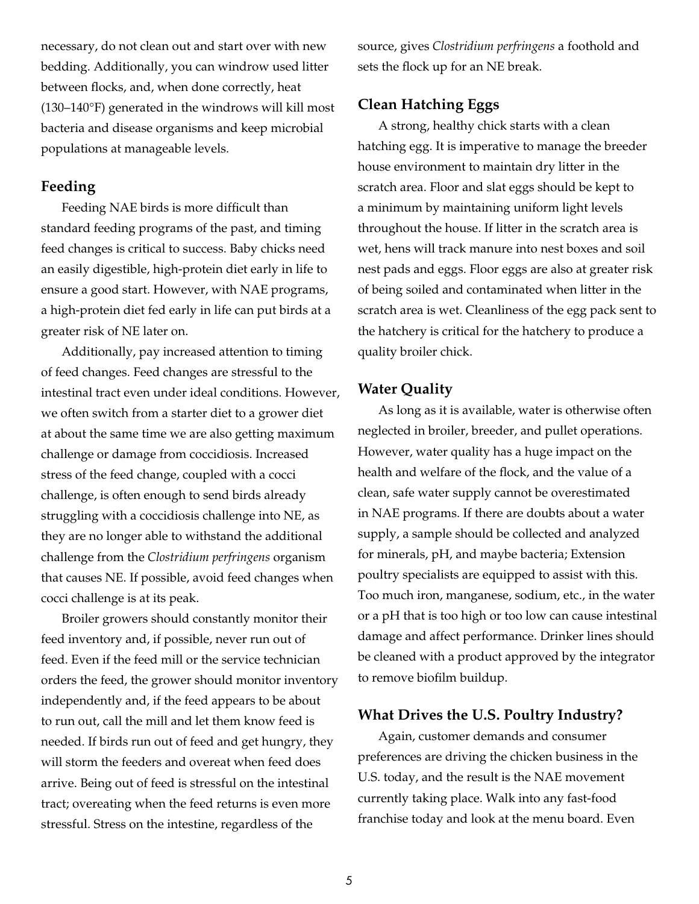necessary, do not clean out and start over with new bedding. Additionally, you can windrow used litter between flocks, and, when done correctly, heat (130–140°F) generated in the windrows will kill most bacteria and disease organisms and keep microbial populations at manageable levels.

## Feeding

Feeding NAE birds is more difficult than standard feeding programs of the past, and timing feed changes is critical to success. Baby chicks need an easily digestible, high-protein diet early in life to ensure a good start. However, with NAE programs, a high-protein diet fed early in life can put birds at a greater risk of NE later on.

Additionally, pay increased attention to timing of feed changes. Feed changes are stressful to the intestinal tract even under ideal conditions. However, we often switch from a starter diet to a grower diet at about the same time we are also getting maximum challenge or damage from coccidiosis. Increased stress of the feed change, coupled with a cocci challenge, is often enough to send birds already struggling with a coccidiosis challenge into NE, as they are no longer able to withstand the additional challenge from the *Clostridium perfringens* organism that causes NE. If possible, avoid feed changes when cocci challenge is at its peak.

Broiler growers should constantly monitor their feed inventory and, if possible, never run out of feed. Even if the feed mill or the service technician orders the feed, the grower should monitor inventory independently and, if the feed appears to be about to run out, call the mill and let them know feed is needed. If birds run out of feed and get hungry, they will storm the feeders and overeat when feed does arrive. Being out of feed is stressful on the intestinal tract; overeating when the feed returns is even more stressful. Stress on the intestine, regardless of the source, gives *Clostridium perfringens* a foothold and sets the flock up for an NE break.

## Clean Hatching Eggs

A strong, healthy chick starts with a clean hatching egg. It is imperative to manage the breeder house environment to maintain dry litter in the scratch area. Floor and slat eggs should be kept to a minimum by maintaining uniform light levels throughout the house. If litter in the scratch area is wet, hens will track manure into nest boxes and soil nest pads and eggs. Floor eggs are also at greater risk of being soiled and contaminated when litter in the scratch area is wet. Cleanliness of the egg pack sent to the hatchery is critical for the hatchery to produce a quality broiler chick.

## Water Quality

As long as it is available, water is otherwise often neglected in broiler, breeder, and pullet operations. However, water quality has a huge impact on the health and welfare of the flock, and the value of a clean, safe water supply cannot be overestimated in NAE programs. If there are doubts about a water supply, a sample should be collected and analyzed for minerals, pH, and maybe bacteria; Extension poultry specialists are equipped to assist with this. Too much iron, manganese, sodium, etc., in the water or a pH that is too high or too low can cause intestinal damage and affect performance. Drinker lines should be cleaned with a product approved by the integrator to remove biofilm buildup.

## What Drives the U.S. Poultry Industry?

Again, customer demands and consumer preferences are driving the chicken business in the U.S. today, and the result is the NAE movement currently taking place. Walk into any fast-food franchise today and look at the menu board. Even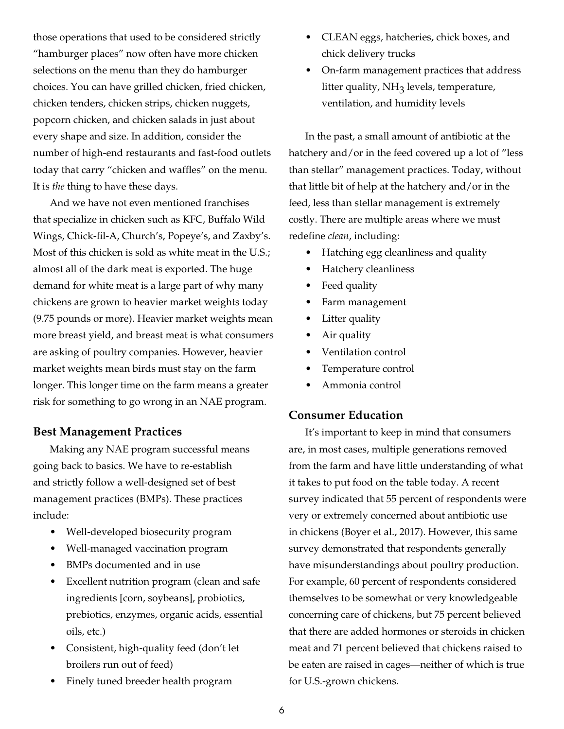those operations that used to be considered strictly "hamburger places" now often have more chicken selections on the menu than they do hamburger choices. You can have grilled chicken, fried chicken, chicken tenders, chicken strips, chicken nuggets, popcorn chicken, and chicken salads in just about every shape and size. In addition, consider the number of high-end restaurants and fast-food outlets today that carry "chicken and waffles" on the menu. It is *the* thing to have these days.

And we have not even mentioned franchises that specialize in chicken such as KFC, Buffalo Wild Wings, Chick-fil-A, Church's, Popeye's, and Zaxby's. Most of this chicken is sold as white meat in the U.S.; almost all of the dark meat is exported. The huge demand for white meat is a large part of why many chickens are grown to heavier market weights today (9.75 pounds or more). Heavier market weights mean more breast yield, and breast meat is what consumers are asking of poultry companies. However, heavier market weights mean birds must stay on the farm longer. This longer time on the farm means a greater risk for something to go wrong in an NAE program.

## Best Management Practices

Making any NAE program successful means going back to basics. We have to re-establish and strictly follow a well-designed set of best management practices (BMPs). These practices include:

- Well-developed biosecurity program
- Well-managed vaccination program
- BMPs documented and in use
- Excellent nutrition program (clean and safe ingredients [corn, soybeans], probiotics, prebiotics, enzymes, organic acids, essential oils, etc.)
- Consistent, high-quality feed (don't let broilers run out of feed)
- Finely tuned breeder health program
- CLEAN eggs, hatcheries, chick boxes, and chick delivery trucks
- On-farm management practices that address litter quality, $NH_3$ levels, temperature, ventilation, and humidity levels

In the past, a small amount of antibiotic at the hatchery and/or in the feed covered up a lot of "less than stellar" management practices. Today, without that little bit of help at the hatchery and/or in the feed, less than stellar management is extremely costly. There are multiple areas where we must redefine *clean*, including:

- Hatching egg cleanliness and quality
- Hatchery cleanliness
- Feed quality
- Farm management
- Litter quality
- Air quality
- Ventilation control
- Temperature control
- Ammonia control

## Consumer Education

It's important to keep in mind that consumers are, in most cases, multiple generations removed from the farm and have little understanding of what it takes to put food on the table today. A recent survey indicated that 55 percent of respondents were very or extremely concerned about antibiotic use in chickens (Boyer et al., 2017). However, this same survey demonstrated that respondents generally have misunderstandings about poultry production. For example, 60 percent of respondents considered themselves to be somewhat or very knowledgeable concerning care of chickens, but 75 percent believed that there are added hormones or steroids in chicken meat and 71 percent believed that chickens raised to be eaten are raised in cages—neither of which is true for U.S.-grown chickens.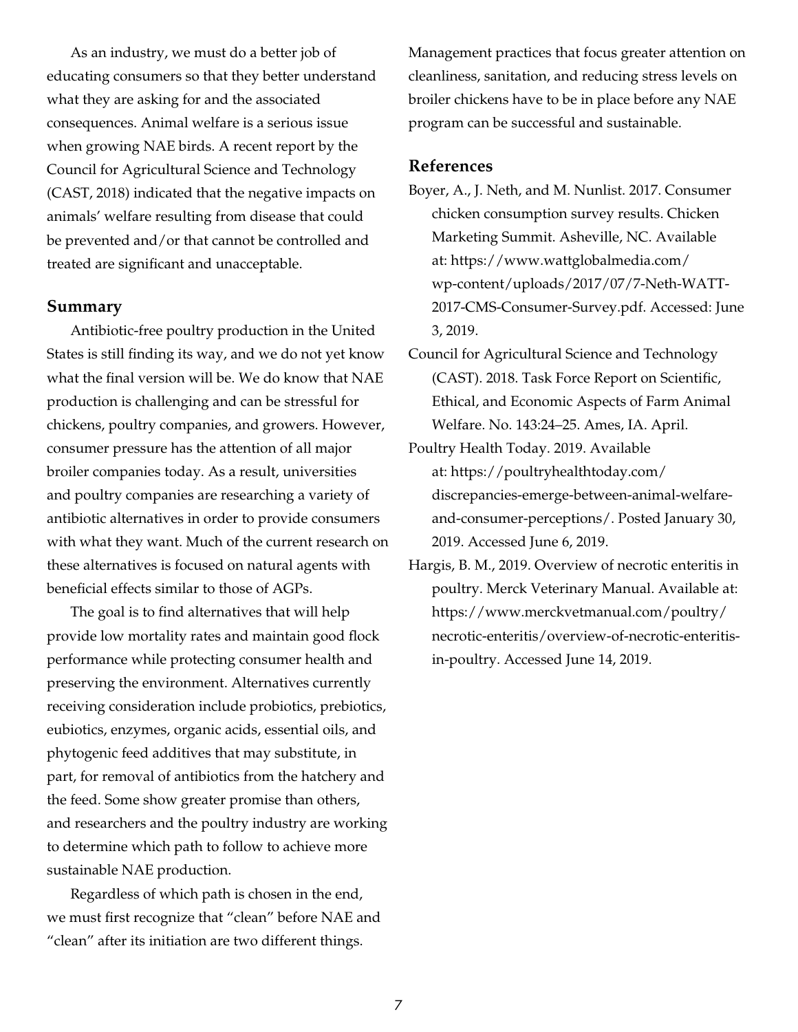As an industry, we must do a better job of educating consumers so that they better understand what they are asking for and the associated consequences. Animal welfare is a serious issue when growing NAE birds. A recent report by the Council for Agricultural Science and Technology (CAST, 2018) indicated that the negative impacts on animals' welfare resulting from disease that could be prevented and/or that cannot be controlled and treated are significant and unacceptable.

## Summary

Antibiotic-free poultry production in the United States is still finding its way, and we do not yet know what the final version will be. We do know that NAE production is challenging and can be stressful for chickens, poultry companies, and growers. However, consumer pressure has the attention of all major broiler companies today. As a result, universities and poultry companies are researching a variety of antibiotic alternatives in order to provide consumers with what they want. Much of the current research on these alternatives is focused on natural agents with beneficial effects similar to those of AGPs.

The goal is to find alternatives that will help provide low mortality rates and maintain good flock performance while protecting consumer health and preserving the environment. Alternatives currently receiving consideration include probiotics, prebiotics, eubiotics, enzymes, organic acids, essential oils, and phytogenic feed additives that may substitute, in part, for removal of antibiotics from the hatchery and the feed. Some show greater promise than others, and researchers and the poultry industry are working to determine which path to follow to achieve more sustainable NAE production.

Regardless of which path is chosen in the end, we must first recognize that "clean" before NAE and "clean" after its initiation are two different things. Management practices that focus greater attention on cleanliness, sanitation, and reducing stress levels on broiler chickens have to be in place before any NAE program can be successful and sustainable.

## References

Boyer, A., J. Neth, and M. Nunlist. 2017. Consumer chicken consumption survey results. Chicken Marketing Summit. Asheville, NC. Available at: https://www.wattglobalmedia.com/wp-content/uploads/2017/07/7-Neth-WATT-2017-CMS-Consumer-Survey.pdf. Accessed: June 3, 2019.

Council for Agricultural Science and Technology (CAST). 2018. Task Force Report on Scientific, Ethical, and Economic Aspects of Farm Animal Welfare. No. 143:24–25. Ames, IA. April.

Poultry Health Today. 2019. Available at: https://poultryhealthtoday.com/discrepancies-emerge-between-animal-welfare-and-consumer-perceptions/. Posted January 30, 2019. Accessed June 6, 2019.

Hargis, B. M., 2019. Overview of necrotic enteritis in poultry. Merck Veterinary Manual. Available at: https://www.merckvetmanual.com/poultry/necrotic-enteritis/overview-of-necrotic-enteritis-in-poultry. Accessed June 14, 2019.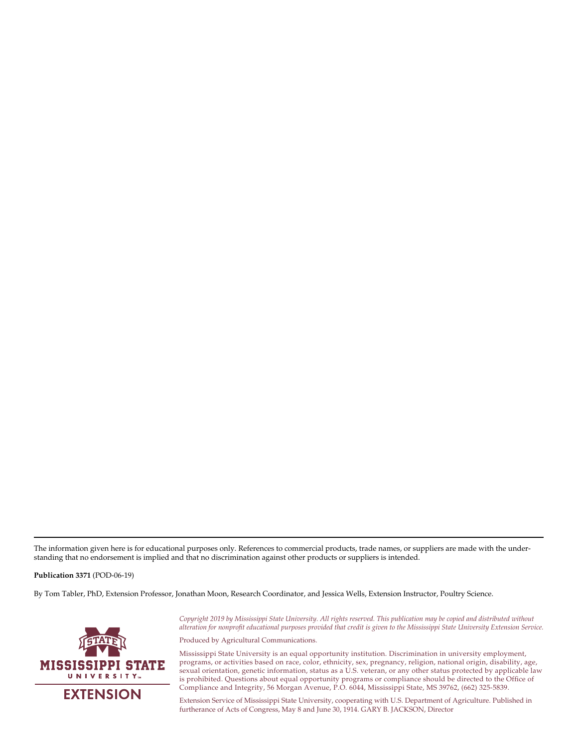The information given here is for educational purposes only. References to commercial products, trade names, or suppliers are made with the understanding that no endorsement is implied and that no discrimination against other products or suppliers is intended.

**Publication 3371** (POD-06-19)

By Tom Tabler, PhD, Extension Professor, Jonathan Moon, Research Coordinator, and Jessica Wells, Extension Instructor, Poultry Science.

MISSISSIPPI STATE UNIVERSITY™

EXTENSION

*Copyright 2019 by Mississippi State University. All rights reserved. This publication may be copied and distributed without alteration for nonprofit educational purposes provided that credit is given to the Mississippi State University Extension Service.*

Produced by Agricultural Communications.

Mississippi State University is an equal opportunity institution. Discrimination in university employment, programs, or activities based on race, color, ethnicity, sex, pregnancy, religion, national origin, disability, age, sexual orientation, genetic information, status as a U.S. veteran, or any other status protected by applicable law is prohibited. Questions about equal opportunity programs or compliance should be directed to the Office of Compliance and Integrity, 56 Morgan Avenue, P.O. 6044, Mississippi State, MS 39762, (662) 325-5839.

Extension Service of Mississippi State University, cooperating with U.S. Department of Agriculture. Published in furtherance of Acts of Congress, May 8 and June 30, 1914. GARY B. JACKSON, Director